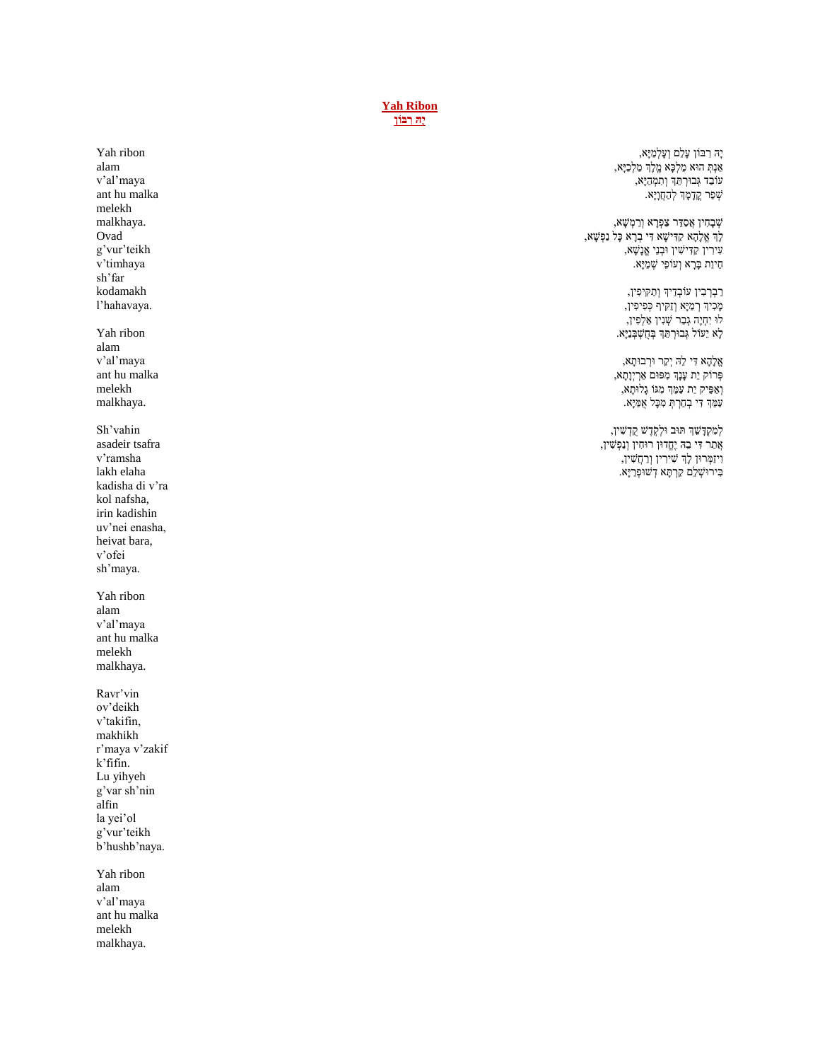# Yah Ribon

# יָהּ רִבּוֹן

Yah ribon
alam
v'al'maya
ant hu malka
melekh
malkhaya.
Ovad
g'vur'teikh
v'timhaya
sh'far
kodamakh
l'hahavaya.

Yah ribon
alam
v'al'maya
ant hu malka
melekh
malkhaya.

Sh'vahin
asadeir tsafra
v'ramsha
lakh elaha
kadisha di v'ra
kol nafsha,
irin kadishin
uv'nei enasha,
heivat bara,
v'ofei
sh'maya.

Yah ribon
alam
v'al'maya
ant hu malka
melekh
malkhaya.

Ravr'vin
ov'deikh
v'takifin,
makhikh
r'maya v'zakif
k'fifin.
Lu yihyeh
g'var sh'nin
alfin
la yei'ol
g'vur'teikh
b'hushb'naya.

Yah ribon
alam
v'al'maya
ant hu malka
melekh
malkhaya.

יָהּ רִבּוֹן עָלַם וְעָלְמַיָּא,
אַנְתְּ הוּא מַלְכָּא מֶלֶךְ מַלְכַיָּא,
עוֹבַד גְּבוּרְתֵּךְ וְתִמְהַיָּא,
שְׁפַר קֳדָמָךְ לְהַחֲוָיָא.

שְׁבָחִין אֲסַדֵּר צַפְרָא וְרַמְשָׁא,
לָךְ אֱלָהָא קַדִּישָׁא דִּי בְרָא כָּל נַפְשָׁא,
עִירִין קַדִּישִׁין וּבְנֵי אֱנָשָׁא,
חֵיוַת בָּרָא וְעוֹפֵי שְׁמַיָּא.

רַבְרְבִין עוֹבְדֵיךְ וְתַקִּיפִין,
מָכִיךְ רָמַיָּא וְזָקִיף כְּפִיפִין,
לוּ יִחְיֶה גְבַר שְׁנִין אַלְפִין,
לָא יֵעוֹל גְּבוּרְתֵּךְ בְּחֻשְׁבְּנַיָּא.

אֱלָהָא דִּי לֵהּ יְקַר וּרְבוּתָא,
פְּרוֹק יַת עָנָךְ מִפּוּם אַרְיְוָתָא,
וְאַפֵּיק יַת עַמֵּךְ מִגּוֹ גָלוּתָא,
עַמֵּךְ דִּי בְחַרְתְּ מִכָּל אֻמַּיָּא.

לְמִקְדָּשֵׁךְ תּוּב וּלְקֹדֶשׁ קֻדְשִׁין,
אֲתַר דִּי בֵהּ יֶחֱדוּן רוּחִין וְנַפְשִׁין,
וִיזַמְּרוּן לָךְ שִׁירִין וְרַחֲשִׁין,
בִּירוּשְׁלֵם קַרְתָּא דְשׁוּפְרַיָּא.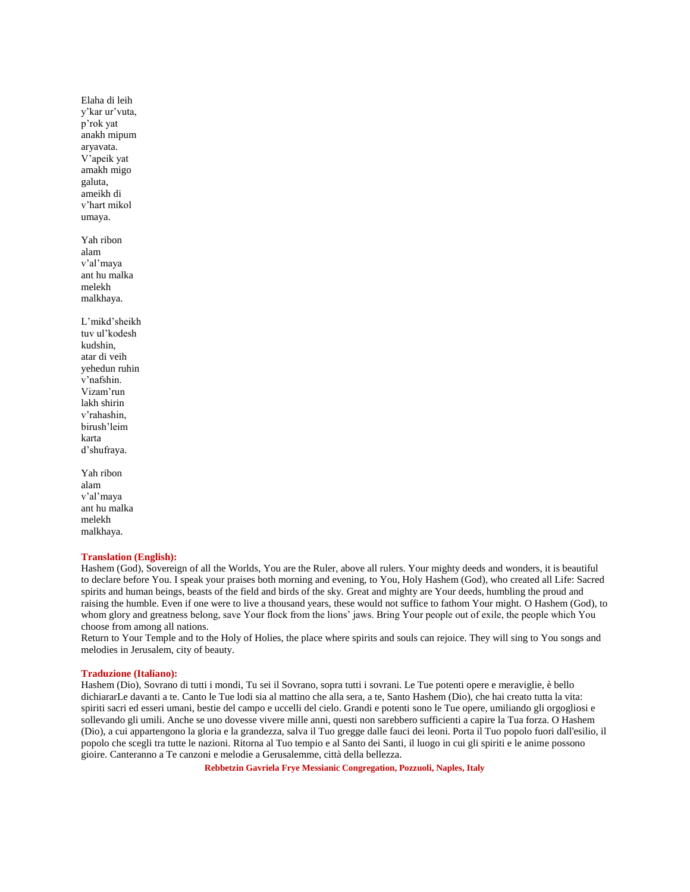Elaha di leih
y'kar ur'vuta,
p'rok yat
anakh mipum
aryavata.
V'apeik yat
amakh migo
galuta,
ameikh di
v'hart mikol
umaya.

Yah ribon
alam
v'al'maya
ant hu malka
melekh
malkhaya.

L'mikd'sheikh
tuv ul'kodesh
kudshin,
atar di veih
yehedun ruhin
v'nafshin.
Vizam'run
lakh shirin
v'rahashin,
birush'leim
karta
d'shufraya.

Yah ribon
alam
v'al'maya
ant hu malka
melekh
malkhaya.

**Translation (English):**

Hashem (God), Sovereign of all the Worlds, You are the Ruler, above all rulers. Your mighty deeds and wonders, it is beautiful to declare before You. I speak your praises both morning and evening, to You, Holy Hashem (God), who created all Life: Sacred spirits and human beings, beasts of the field and birds of the sky. Great and mighty are Your deeds, humbling the proud and raising the humble. Even if one were to live a thousand years, these would not suffice to fathom Your might. O Hashem (God), to whom glory and greatness belong, save Your flock from the lions' jaws. Bring Your people out of exile, the people which You choose from among all nations.
Return to Your Temple and to the Holy of Holies, the place where spirits and souls can rejoice. They will sing to You songs and melodies in Jerusalem, city of beauty.

**Traduzione (Italiano):**

Hashem (Dio), Sovrano di tutti i mondi, Tu sei il Sovrano, sopra tutti i sovrani. Le Tue potenti opere e meraviglie, è bello dichiararLe davanti a te. Canto le Tue lodi sia al mattino che alla sera, a te, Santo Hashem (Dio), che hai creato tutta la vita: spiriti sacri ed esseri umani, bestie del campo e uccelli del cielo. Grandi e potenti sono le Tue opere, umiliando gli orgogliosi e sollevando gli umili. Anche se uno dovesse vivere mille anni, questi non sarebbero sufficienti a capire la Tua forza. O Hashem (Dio), a cui appartengono la gloria e la grandezza, salva il Tuo gregge dalle fauci dei leoni. Porta il Tuo popolo fuori dall'esilio, il popolo che scegli tra tutte le nazioni. Ritorna al Tuo tempio e al Santo dei Santi, il luogo in cui gli spiriti e le anime possono gioire. Canteranno a Te canzoni e melodie a Gerusalemme, città della bellezza.

**Rebbetzin Gavriela Frye Messianic Congregation, Pozzuoli, Naples, Italy**